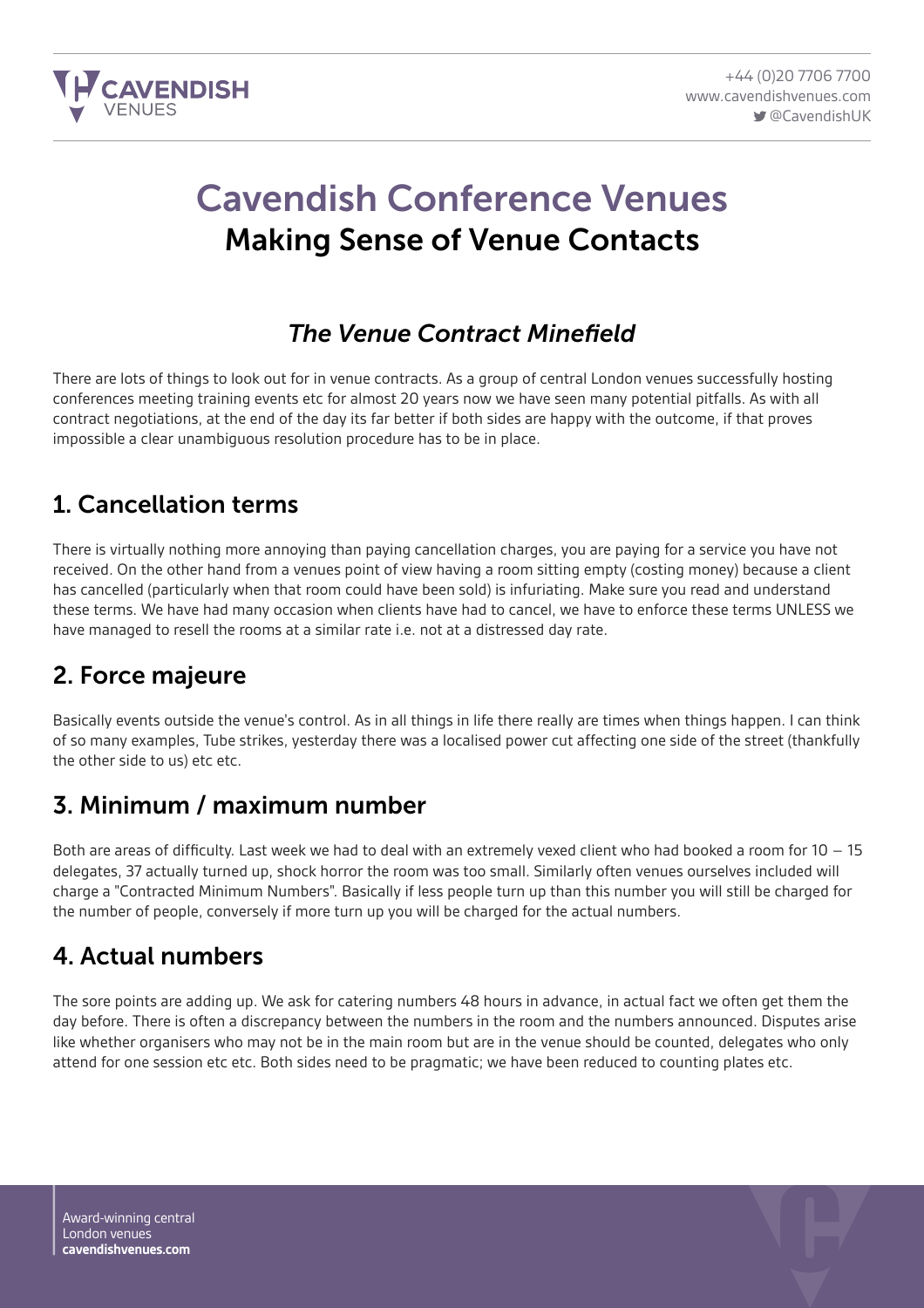# Cavendish Conference Venues

## Making Sense of Venue Contacts

### *The Venue Contract Minefield*

There are lots of things to look out for in venue contracts. As a group of central London venues successfully hosting conferences meeting training events etc for almost 20 years now we have seen many potential pitfalls. As with all contract negotiations, at the end of the day its far better if both sides are happy with the outcome, if that proves impossible a clear unambiguous resolution procedure has to be in place.

## 1. Cancellation terms

There is virtually nothing more annoying than paying cancellation charges, you are paying for a service you have not received. On the other hand from a venues point of view having a room sitting empty (costing money) because a client has cancelled (particularly when that room could have been sold) is infuriating. Make sure you read and understand these terms. We have had many occasion when clients have had to cancel, we have to enforce these terms UNLESS we have managed to resell the rooms at a similar rate i.e. not at a distressed day rate.

## 2. Force majeure

Basically events outside the venue's control. As in all things in life there really are times when things happen. I can think of so many examples, Tube strikes, yesterday there was a localised power cut affecting one side of the street (thankfully the other side to us) etc etc.

## 3. Minimum / maximum number

Both are areas of difficulty. Last week we had to deal with an extremely vexed client who had booked a room for 10 – 15 delegates, 37 actually turned up, shock horror the room was too small. Similarly often venues ourselves included will charge a "Contracted Minimum Numbers". Basically if less people turn up than this number you will still be charged for the number of people, conversely if more turn up you will be charged for the actual numbers.

## 4. Actual numbers

The sore points are adding up. We ask for catering numbers 48 hours in advance, in actual fact we often get them the day before. There is often a discrepancy between the numbers in the room and the numbers announced. Disputes arise like whether organisers who may not be in the main room but are in the venue should be counted, delegates who only attend for one session etc etc. Both sides need to be pragmatic; we have been reduced to counting plates etc.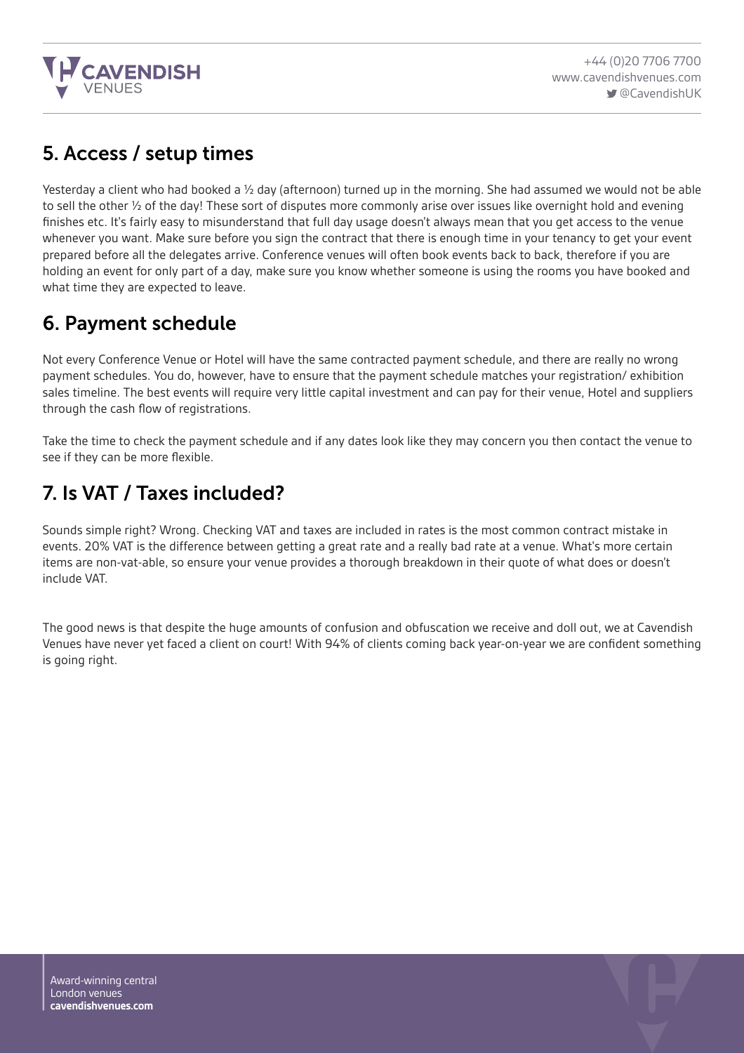## 5. Access / setup times

Yesterday a client who had booked a ½ day (afternoon) turned up in the morning. She had assumed we would not be able to sell the other ½ of the day! These sort of disputes more commonly arise over issues like overnight hold and evening finishes etc. It's fairly easy to misunderstand that full day usage doesn't always mean that you get access to the venue whenever you want. Make sure before you sign the contract that there is enough time in your tenancy to get your event prepared before all the delegates arrive. Conference venues will often book events back to back, therefore if you are holding an event for only part of a day, make sure you know whether someone is using the rooms you have booked and what time they are expected to leave.

## 6. Payment schedule

Not every Conference Venue or Hotel will have the same contracted payment schedule, and there are really no wrong payment schedules. You do, however, have to ensure that the payment schedule matches your registration/ exhibition sales timeline. The best events will require very little capital investment and can pay for their venue, Hotel and suppliers through the cash flow of registrations.

Take the time to check the payment schedule and if any dates look like they may concern you then contact the venue to see if they can be more flexible.

## 7. Is VAT / Taxes included?

Sounds simple right? Wrong. Checking VAT and taxes are included in rates is the most common contract mistake in events. 20% VAT is the difference between getting a great rate and a really bad rate at a venue. What's more certain items are non-vat-able, so ensure your venue provides a thorough breakdown in their quote of what does or doesn't include VAT.

The good news is that despite the huge amounts of confusion and obfuscation we receive and doll out, we at Cavendish Venues have never yet faced a client on court! With 94% of clients coming back year-on-year we are confident something is going right.